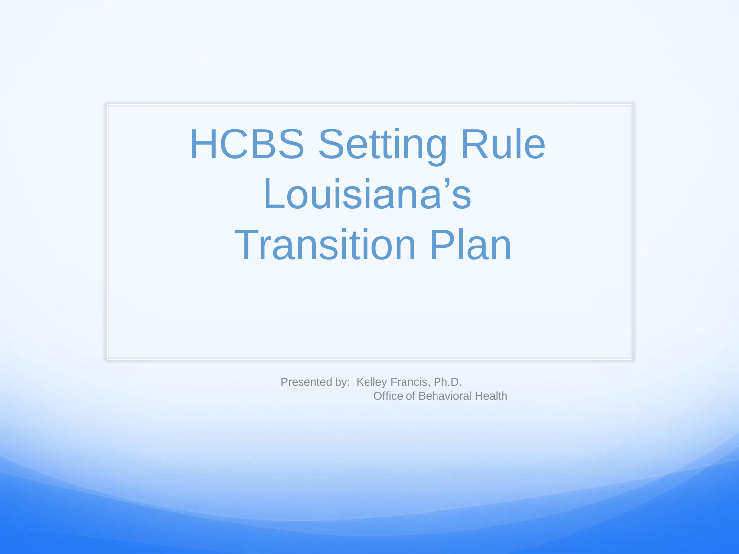# HCBS Setting Rule Louisiana's Transition Plan

Presented by: Kelley Francis, Ph.D.
Office of Behavioral Health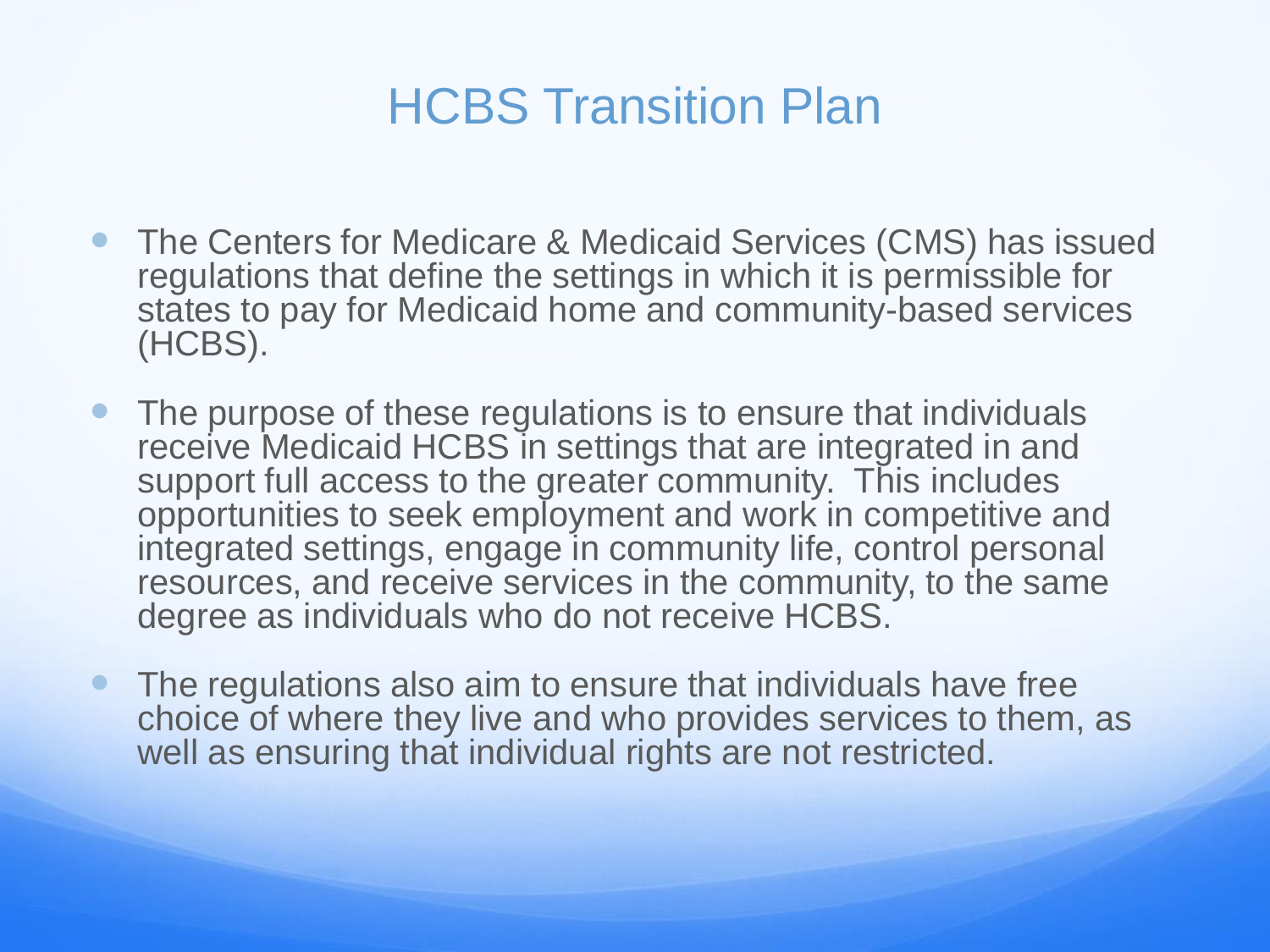# HCBS Transition Plan

- The Centers for Medicare & Medicaid Services (CMS) has issued regulations that define the settings in which it is permissible for states to pay for Medicaid home and community-based services (HCBS).
- The purpose of these regulations is to ensure that individuals receive Medicaid HCBS in settings that are integrated in and support full access to the greater community. This includes opportunities to seek employment and work in competitive and integrated settings, engage in community life, control personal resources, and receive services in the community, to the same degree as individuals who do not receive HCBS.
- The regulations also aim to ensure that individuals have free choice of where they live and who provides services to them, as well as ensuring that individual rights are not restricted.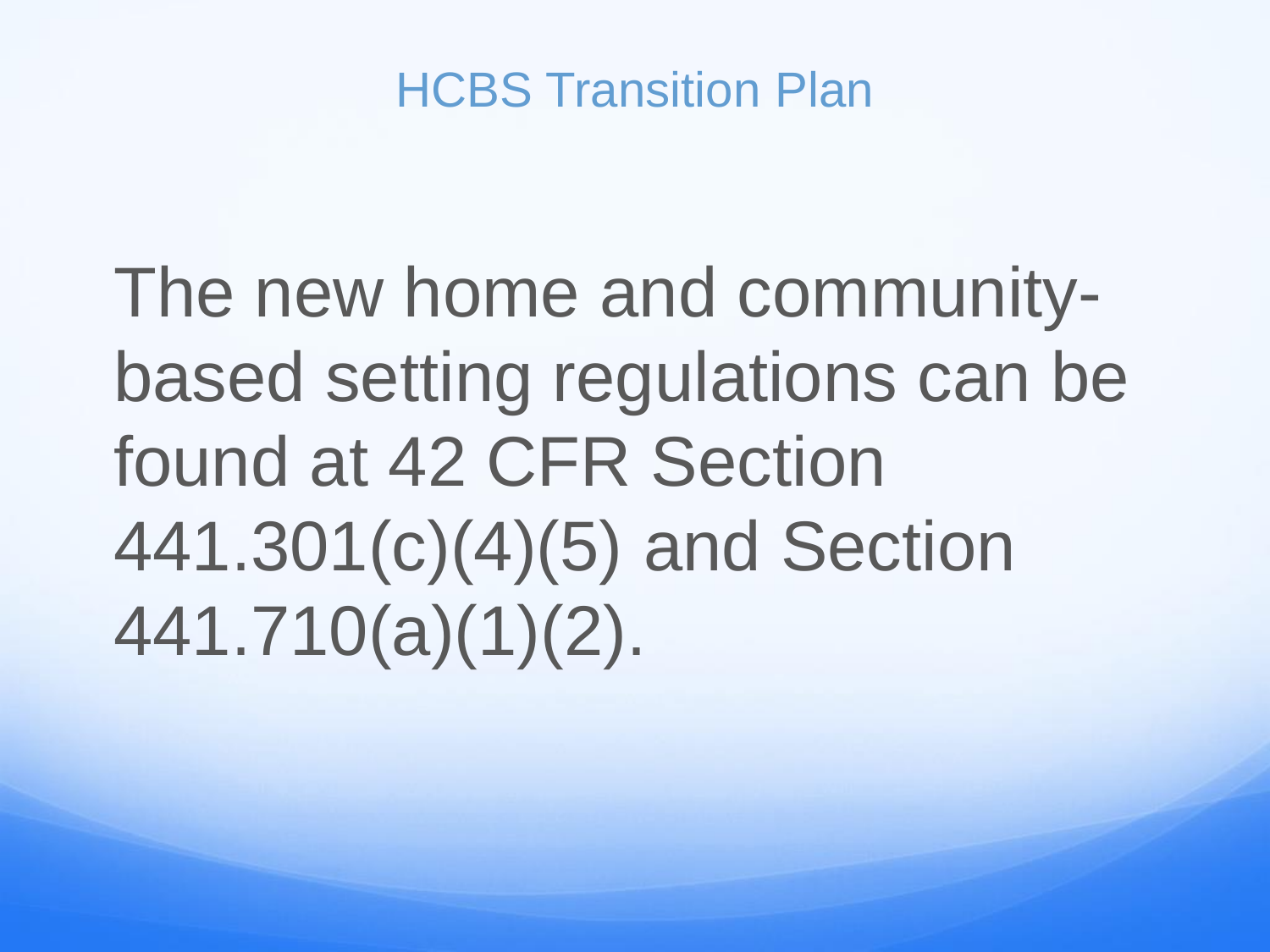## HCBS Transition Plan

The new home and community-based setting regulations can be found at 42 CFR Section 441.301(c)(4)(5) and Section 441.710(a)(1)(2).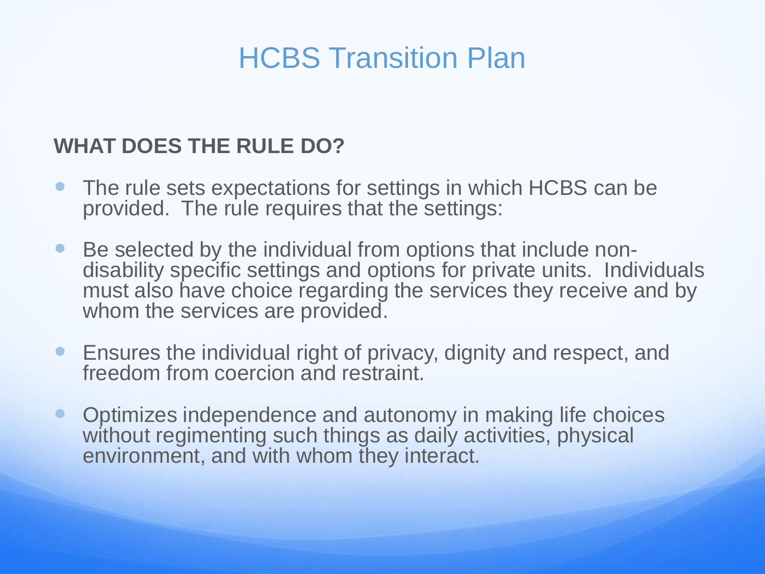# HCBS Transition Plan

**WHAT DOES THE RULE DO?**

- The rule sets expectations for settings in which HCBS can be provided. The rule requires that the settings:
- Be selected by the individual from options that include non-disability specific settings and options for private units. Individuals must also have choice regarding the services they receive and by whom the services are provided.
- Ensures the individual right of privacy, dignity and respect, and freedom from coercion and restraint.
- Optimizes independence and autonomy in making life choices without regimenting such things as daily activities, physical environment, and with whom they interact.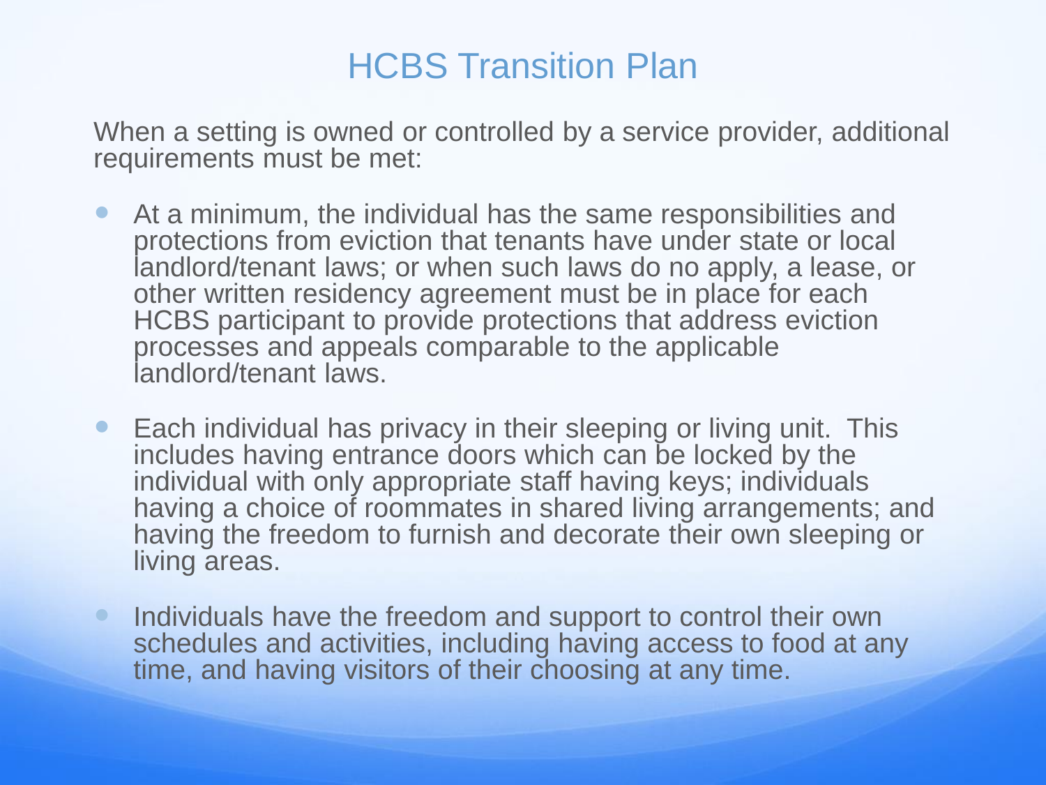# HCBS Transition Plan

When a setting is owned or controlled by a service provider, additional requirements must be met:

- At a minimum, the individual has the same responsibilities and protections from eviction that tenants have under state or local landlord/tenant laws; or when such laws do no apply, a lease, or other written residency agreement must be in place for each HCBS participant to provide protections that address eviction processes and appeals comparable to the applicable landlord/tenant laws.
- Each individual has privacy in their sleeping or living unit. This includes having entrance doors which can be locked by the individual with only appropriate staff having keys; individuals having a choice of roommates in shared living arrangements; and having the freedom to furnish and decorate their own sleeping or living areas.
- Individuals have the freedom and support to control their own schedules and activities, including having access to food at any time, and having visitors of their choosing at any time.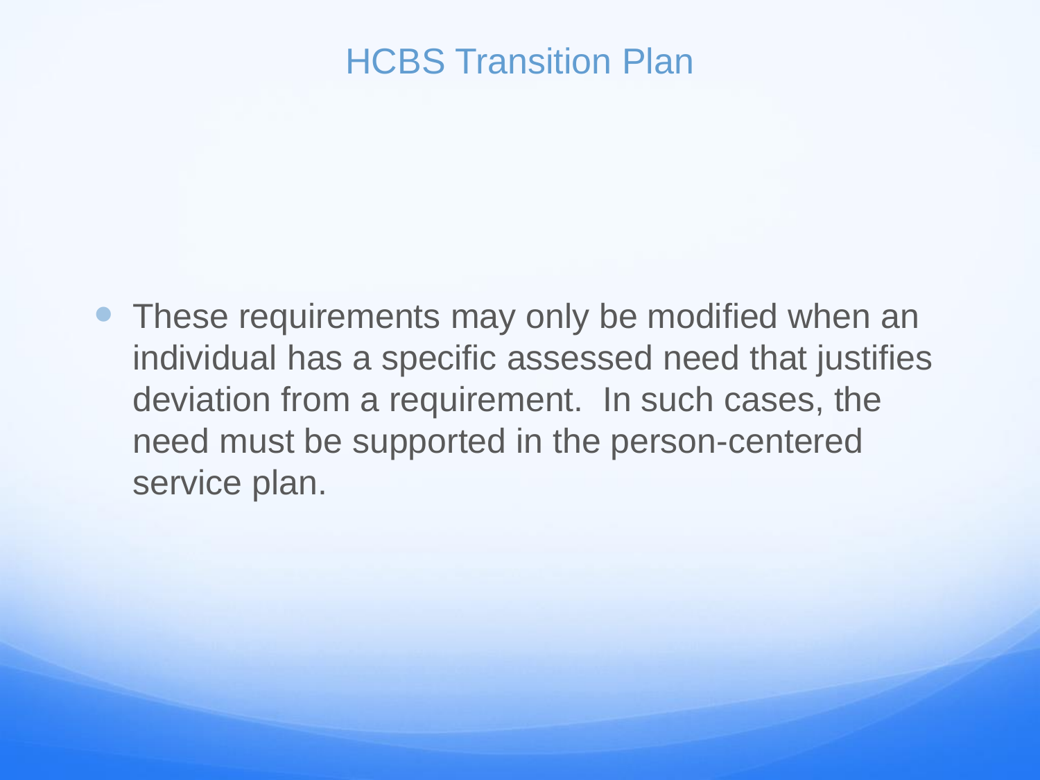# HCBS Transition Plan

- These requirements may only be modified when an individual has a specific assessed need that justifies deviation from a requirement. In such cases, the need must be supported in the person-centered service plan.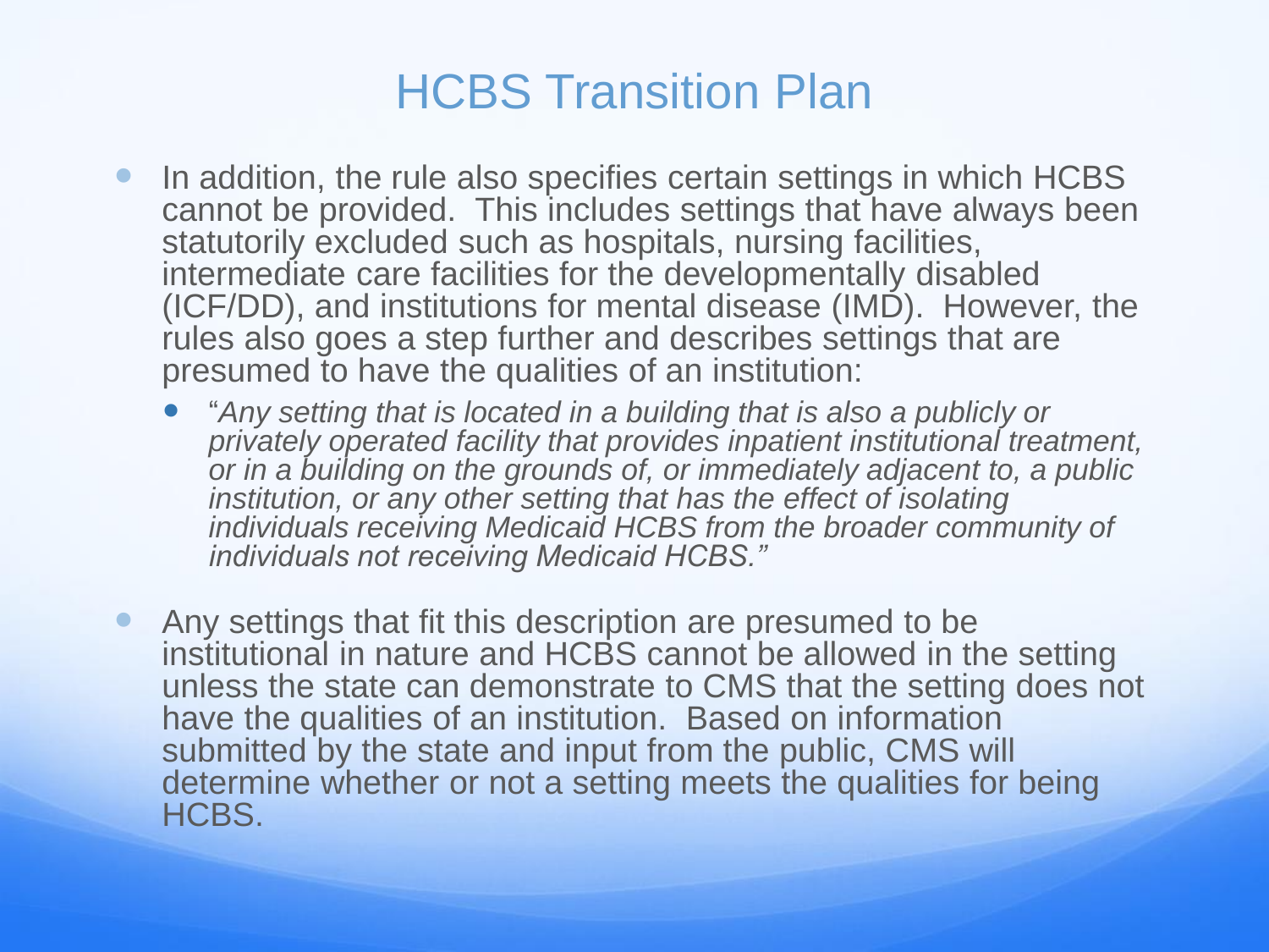# HCBS Transition Plan

- In addition, the rule also specifies certain settings in which HCBS cannot be provided. This includes settings that have always been statutorily excluded such as hospitals, nursing facilities, intermediate care facilities for the developmentally disabled (ICF/DD), and institutions for mental disease (IMD). However, the rules also goes a step further and describes settings that are presumed to have the qualities of an institution:
  - "*Any setting that is located in a building that is also a publicly or privately operated facility that provides inpatient institutional treatment, or in a building on the grounds of, or immediately adjacent to, a public institution, or any other setting that has the effect of isolating individuals receiving Medicaid HCBS from the broader community of individuals not receiving Medicaid HCBS."*
- Any settings that fit this description are presumed to be institutional in nature and HCBS cannot be allowed in the setting unless the state can demonstrate to CMS that the setting does not have the qualities of an institution. Based on information submitted by the state and input from the public, CMS will determine whether or not a setting meets the qualities for being HCBS.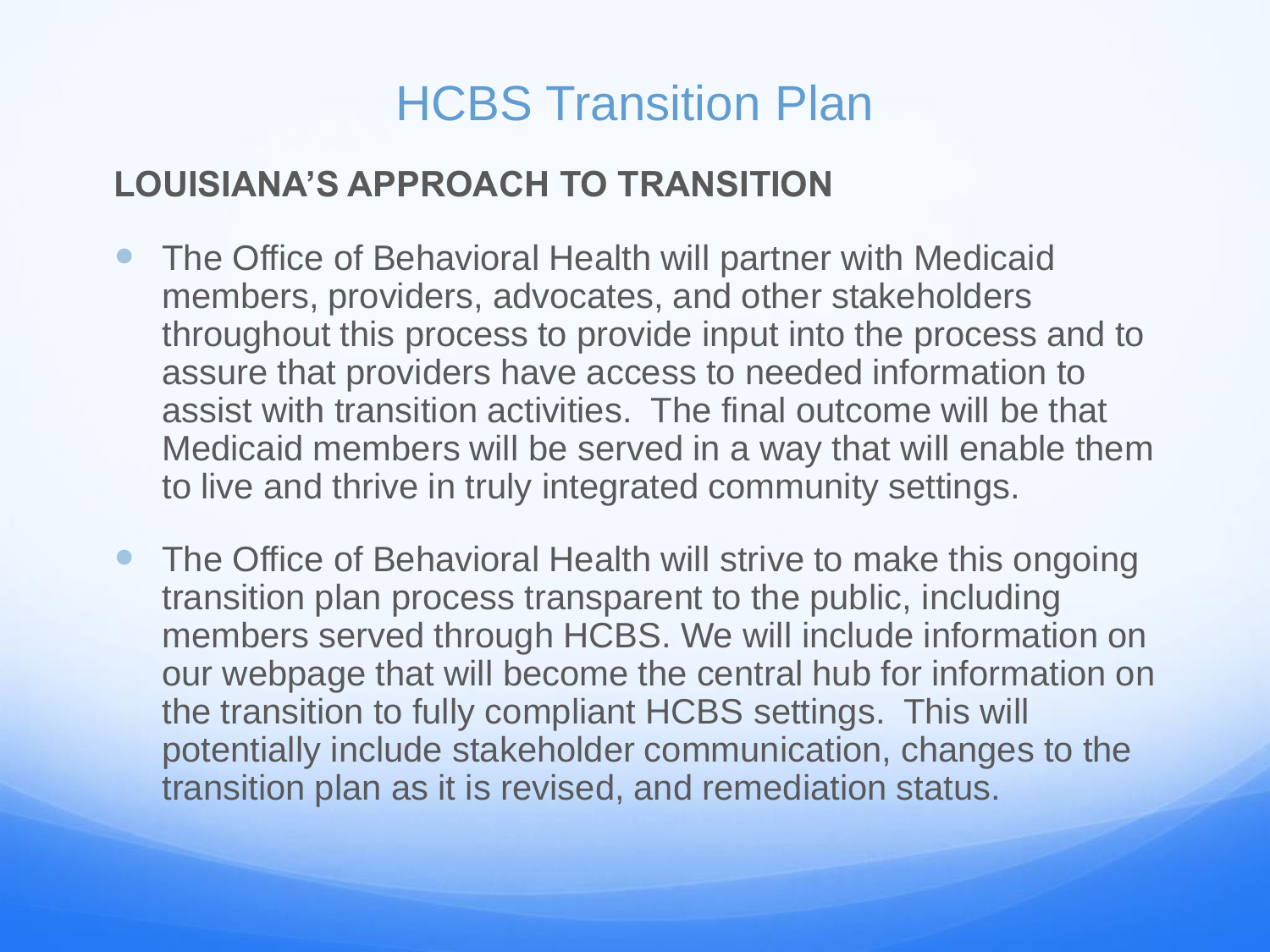# HCBS Transition Plan

## LOUISIANA'S APPROACH TO TRANSITION

- The Office of Behavioral Health will partner with Medicaid members, providers, advocates, and other stakeholders throughout this process to provide input into the process and to assure that providers have access to needed information to assist with transition activities. The final outcome will be that Medicaid members will be served in a way that will enable them to live and thrive in truly integrated community settings.
- The Office of Behavioral Health will strive to make this ongoing transition plan process transparent to the public, including members served through HCBS. We will include information on our webpage that will become the central hub for information on the transition to fully compliant HCBS settings. This will potentially include stakeholder communication, changes to the transition plan as it is revised, and remediation status.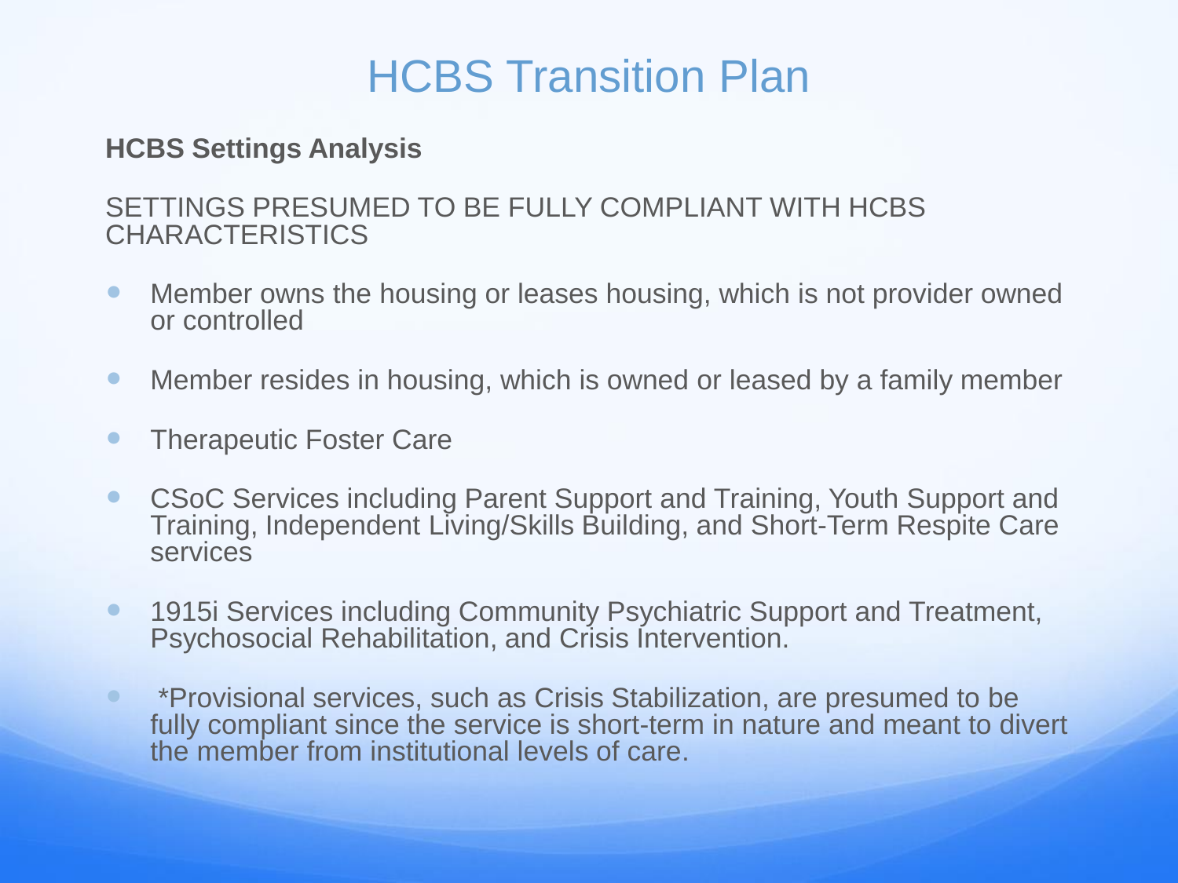# HCBS Transition Plan

**HCBS Settings Analysis**

SETTINGS PRESUMED TO BE FULLY COMPLIANT WITH HCBS CHARACTERISTICS

- Member owns the housing or leases housing, which is not provider owned or controlled
- Member resides in housing, which is owned or leased by a family member
- Therapeutic Foster Care
- CSoC Services including Parent Support and Training, Youth Support and Training, Independent Living/Skills Building, and Short-Term Respite Care services
- 1915i Services including Community Psychiatric Support and Treatment, Psychosocial Rehabilitation, and Crisis Intervention.
- *Provisional services, such as Crisis Stabilization, are presumed to be fully compliant since the service is short-term in nature and meant to divert the member from institutional levels of care.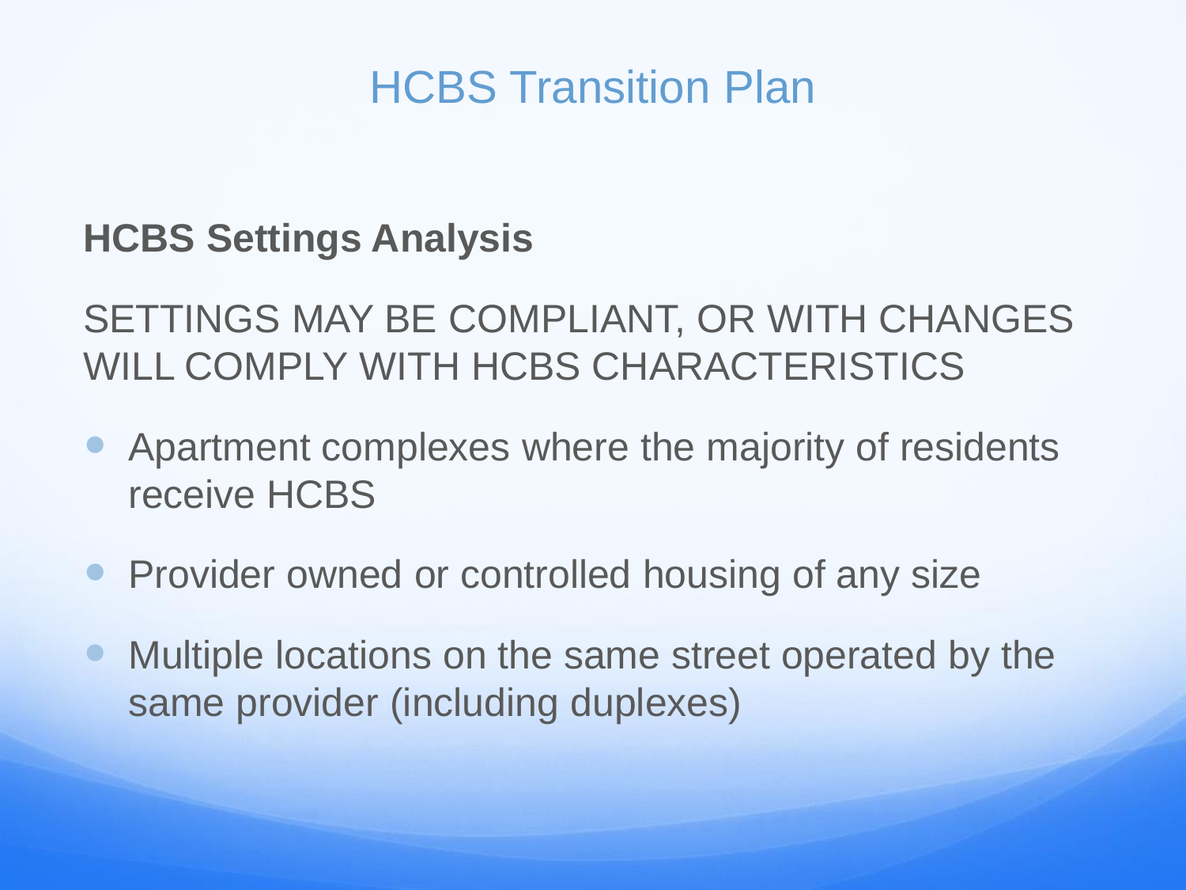# HCBS Transition Plan

**HCBS Settings Analysis**

SETTINGS MAY BE COMPLIANT, OR WITH CHANGES WILL COMPLY WITH HCBS CHARACTERISTICS

- Apartment complexes where the majority of residents receive HCBS
- Provider owned or controlled housing of any size
- Multiple locations on the same street operated by the same provider (including duplexes)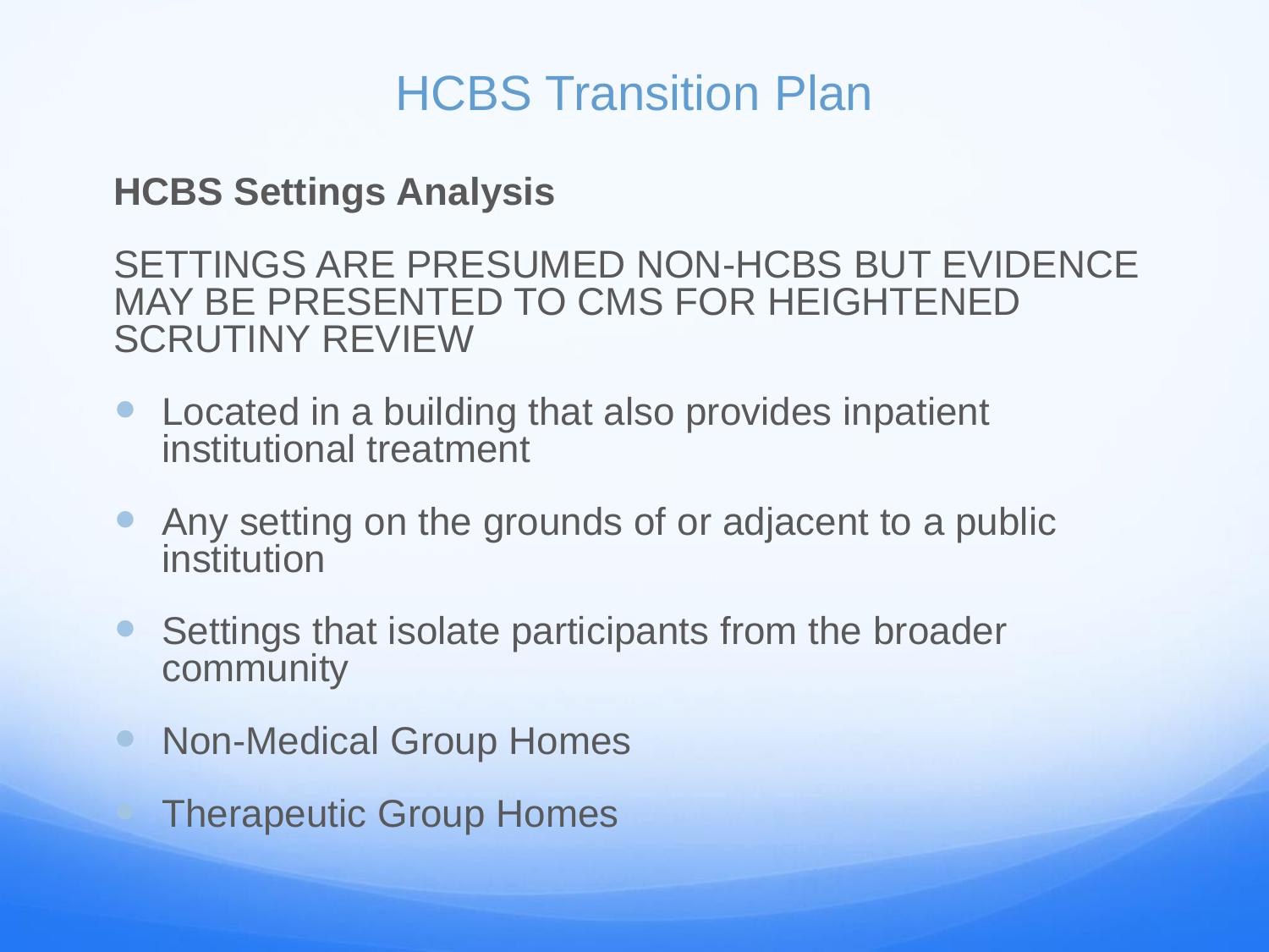# HCBS Transition Plan

**HCBS Settings Analysis**

SETTINGS ARE PRESUMED NON-HCBS BUT EVIDENCE MAY BE PRESENTED TO CMS FOR HEIGHTENED SCRUTINY REVIEW

- Located in a building that also provides inpatient institutional treatment
- Any setting on the grounds of or adjacent to a public institution
- Settings that isolate participants from the broader community
- Non-Medical Group Homes
- Therapeutic Group Homes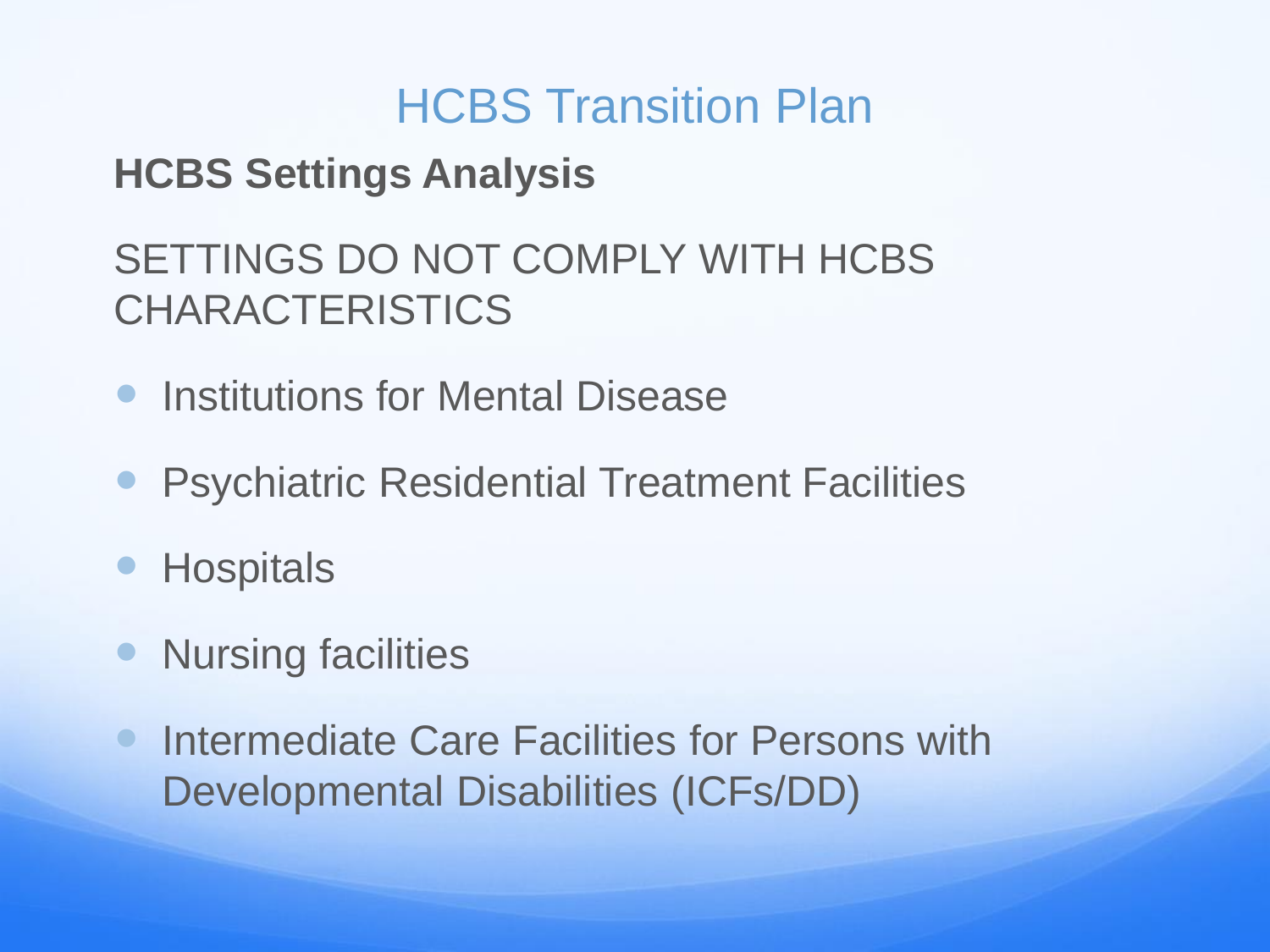# HCBS Transition Plan

**HCBS Settings Analysis**

SETTINGS DO NOT COMPLY WITH HCBS CHARACTERISTICS

- Institutions for Mental Disease
- Psychiatric Residential Treatment Facilities
- Hospitals
- Nursing facilities
- Intermediate Care Facilities for Persons with Developmental Disabilities (ICFs/DD)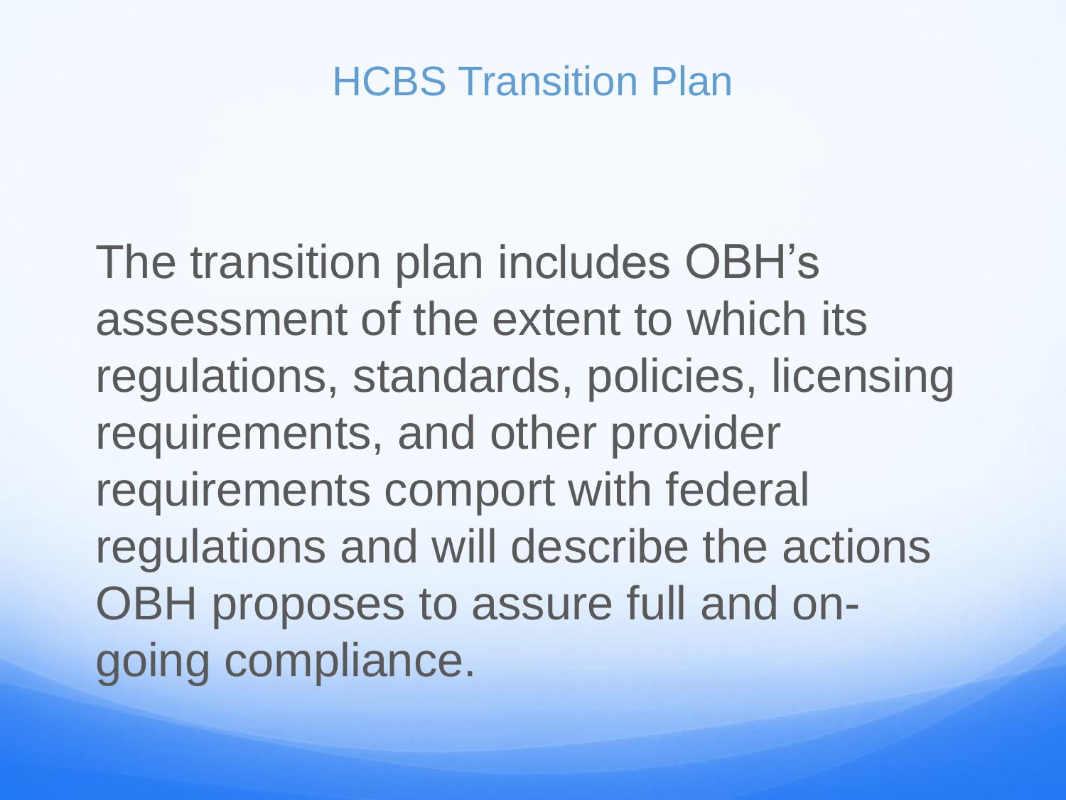# HCBS Transition Plan

The transition plan includes OBH's assessment of the extent to which its regulations, standards, policies, licensing requirements, and other provider requirements comport with federal regulations and will describe the actions OBH proposes to assure full and on-going compliance.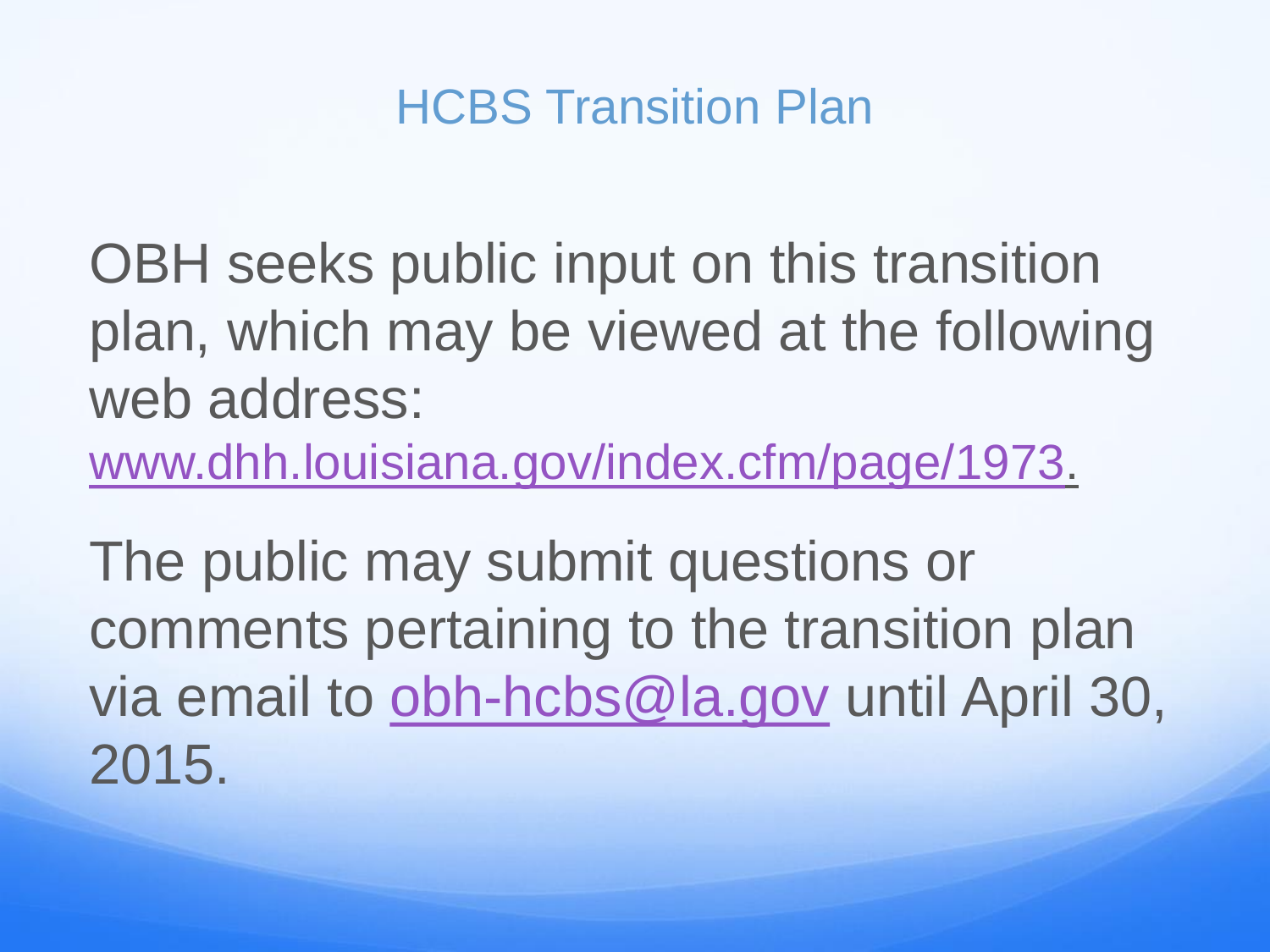# HCBS Transition Plan

OBH seeks public input on this transition plan, which may be viewed at the following web address: www.dhh.louisiana.gov/index.cfm/page/1973.

The public may submit questions or comments pertaining to the transition plan via email to obh-hcbs@la.gov until April 30, 2015.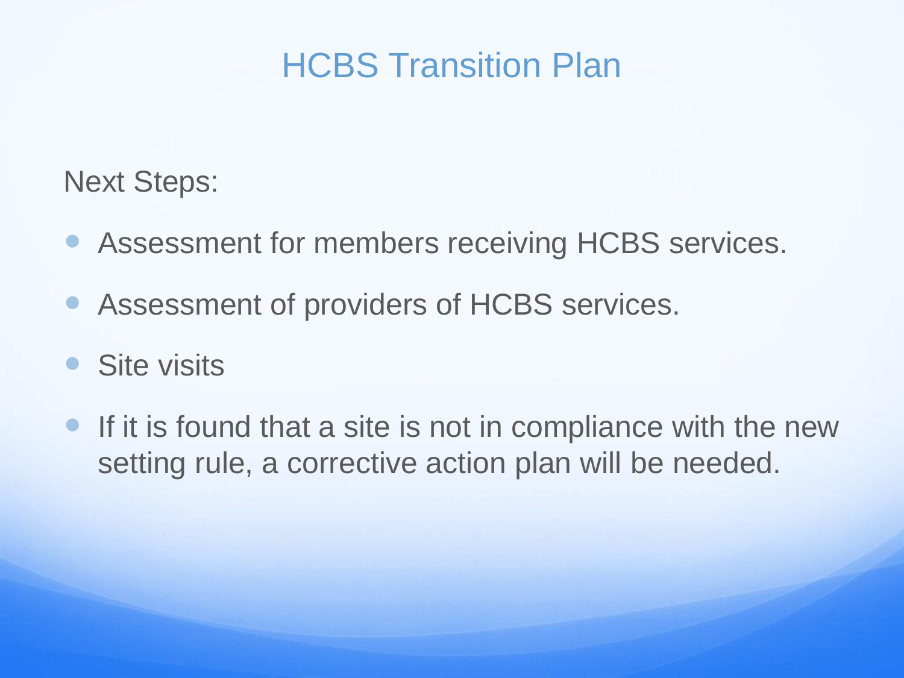# HCBS Transition Plan

Next Steps:

- Assessment for members receiving HCBS services.
- Assessment of providers of HCBS services.
- Site visits
- If it is found that a site is not in compliance with the new setting rule, a corrective action plan will be needed.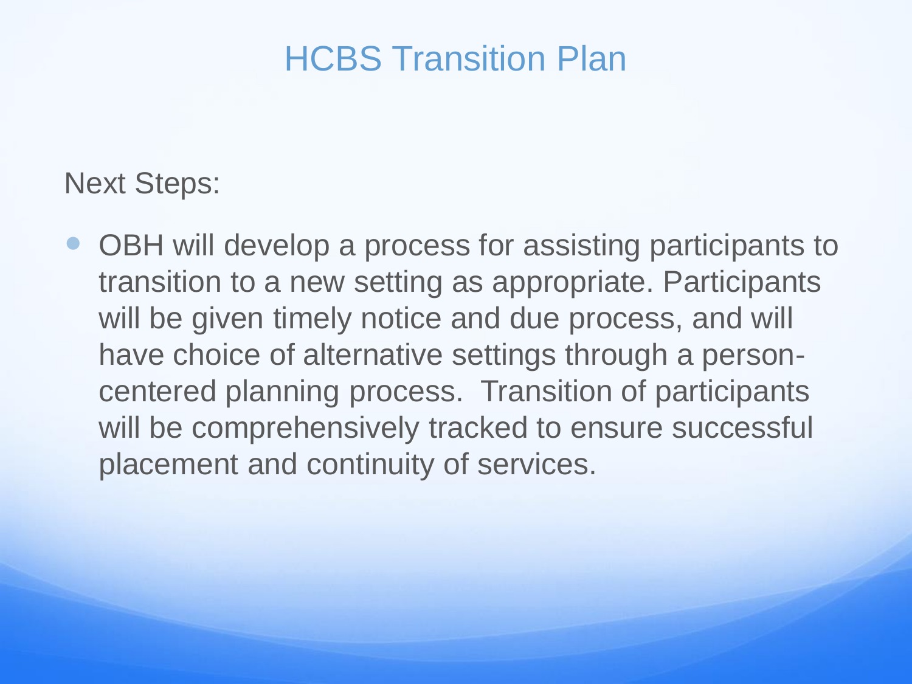# HCBS Transition Plan

Next Steps:

- OBH will develop a process for assisting participants to transition to a new setting as appropriate. Participants will be given timely notice and due process, and will have choice of alternative settings through a person-centered planning process. Transition of participants will be comprehensively tracked to ensure successful placement and continuity of services.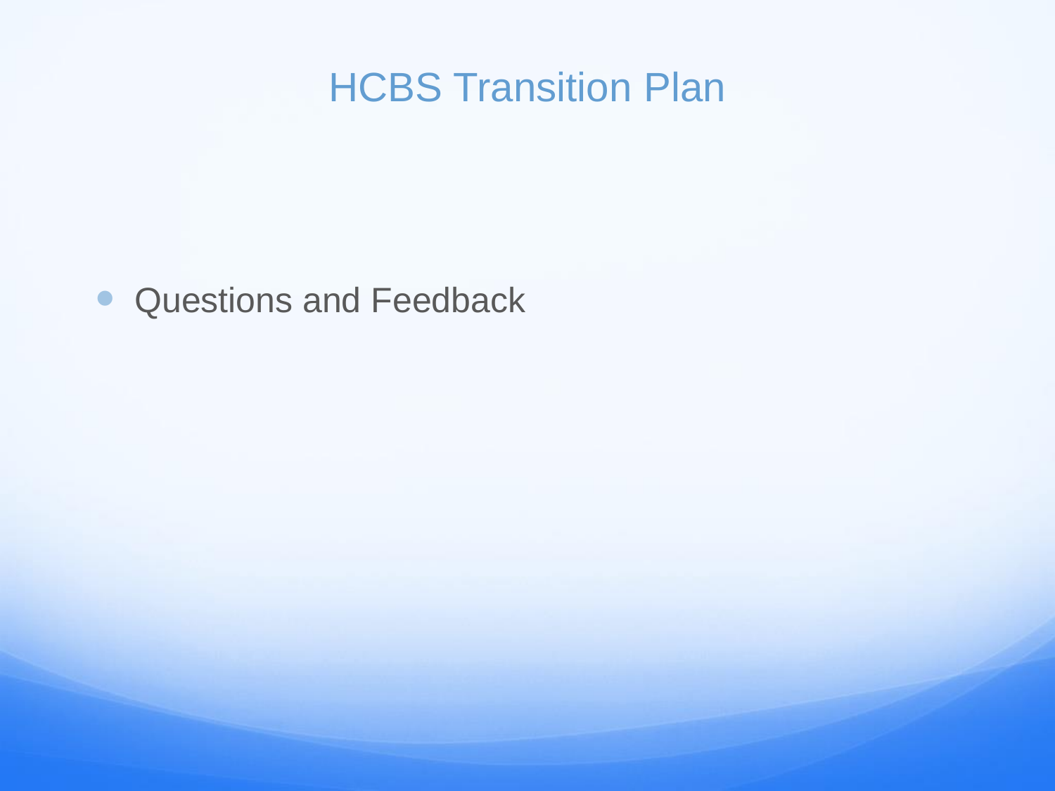# HCBS Transition Plan

- Questions and Feedback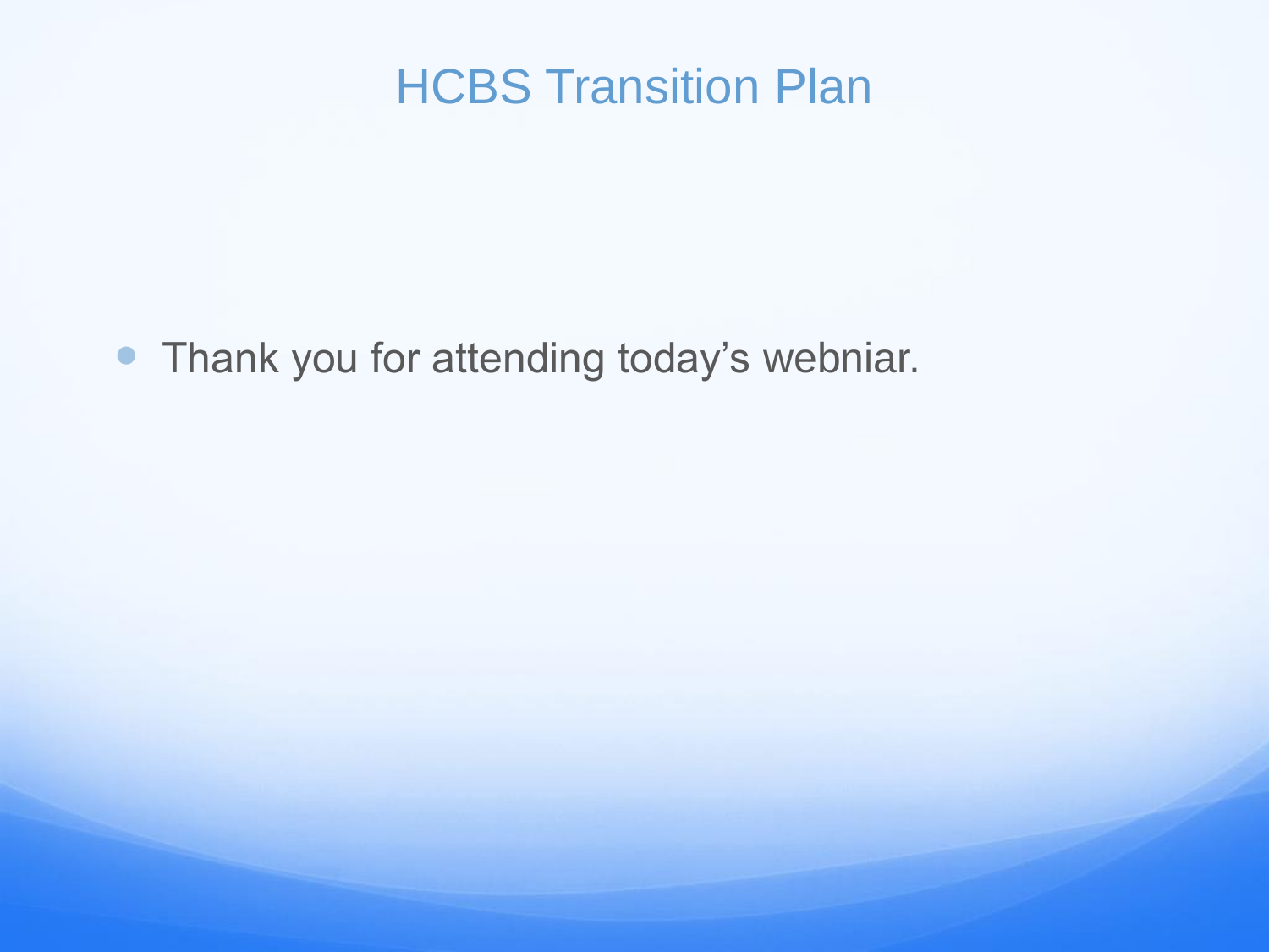# HCBS Transition Plan

- Thank you for attending today’s webniar.